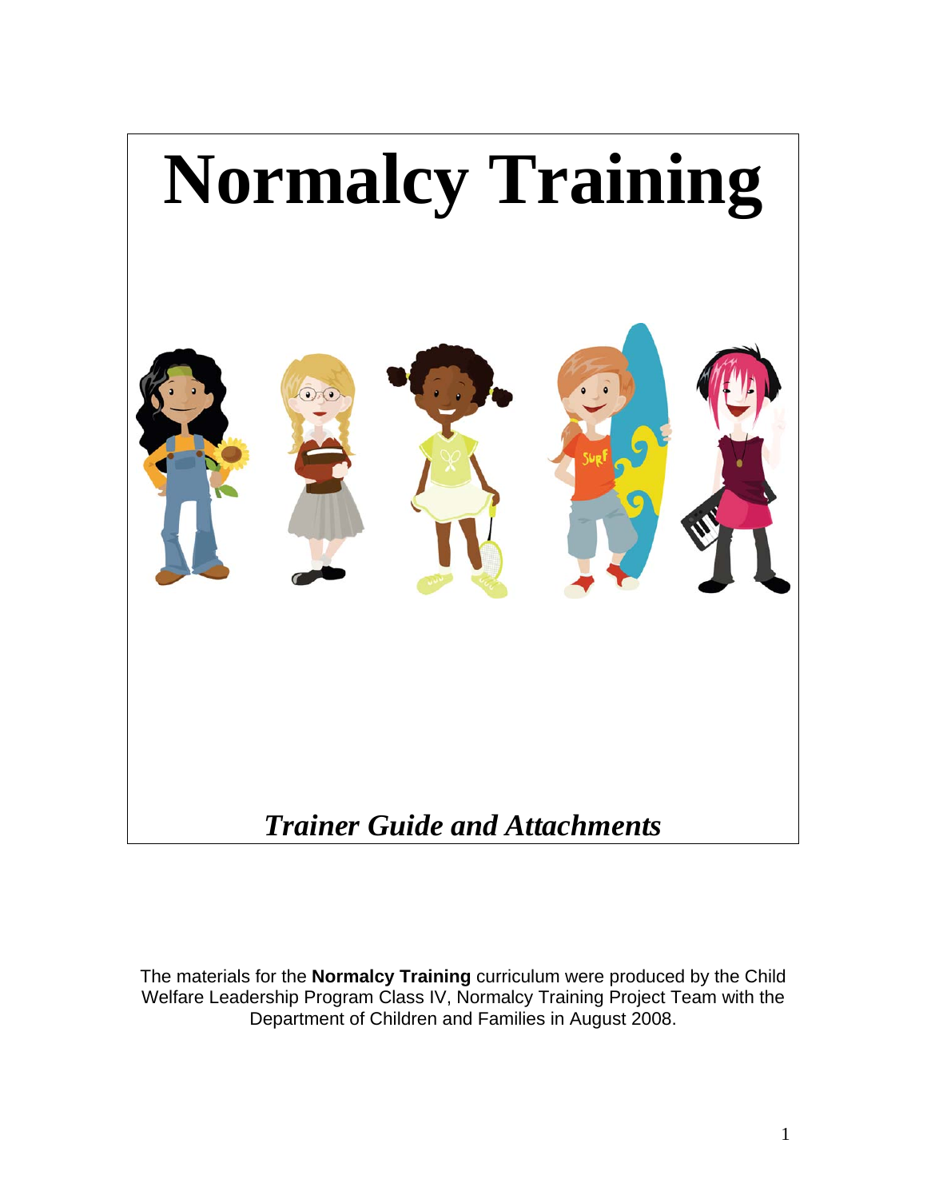# Normalcy Training

***Trainer Guide and Attachments***

The materials for the **Normalcy Training** curriculum were produced by the Child Welfare Leadership Program Class IV, Normalcy Training Project Team with the Department of Children and Families in August 2008.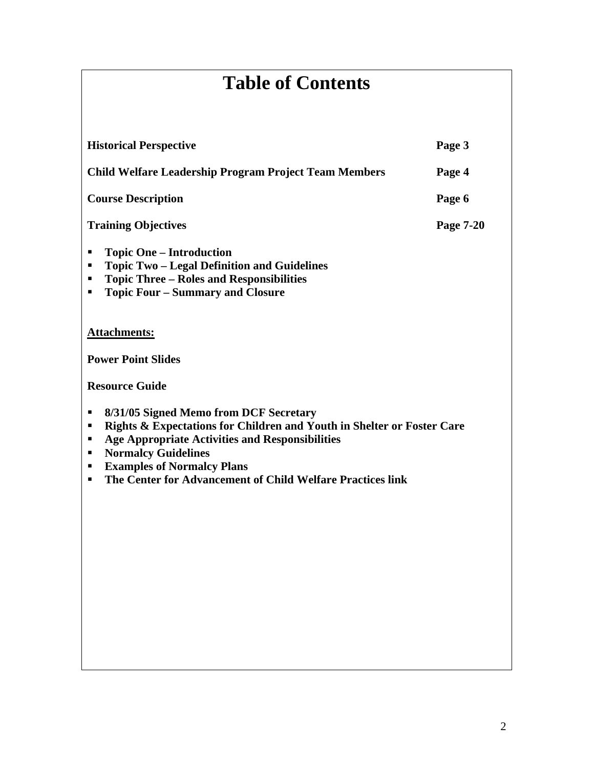# Table of Contents

| | |
|---|---|
| **Historical Perspective** | **Page 3** |
| **Child Welfare Leadership Program Project Team Members** | **Page 4** |
| **Course Description** | **Page 6** |
| **Training Objectives** | **Page 7-20** |

- **Topic One – Introduction**
- **Topic Two – Legal Definition and Guidelines**
- **Topic Three – Roles and Responsibilities**
- **Topic Four – Summary and Closure**

**Attachments:**

**Power Point Slides**

**Resource Guide**

- **8/31/05 Signed Memo from DCF Secretary**
- **Rights & Expectations for Children and Youth in Shelter or Foster Care**
- **Age Appropriate Activities and Responsibilities**
- **Normalcy Guidelines**
- **Examples of Normalcy Plans**
- **The Center for Advancement of Child Welfare Practices link**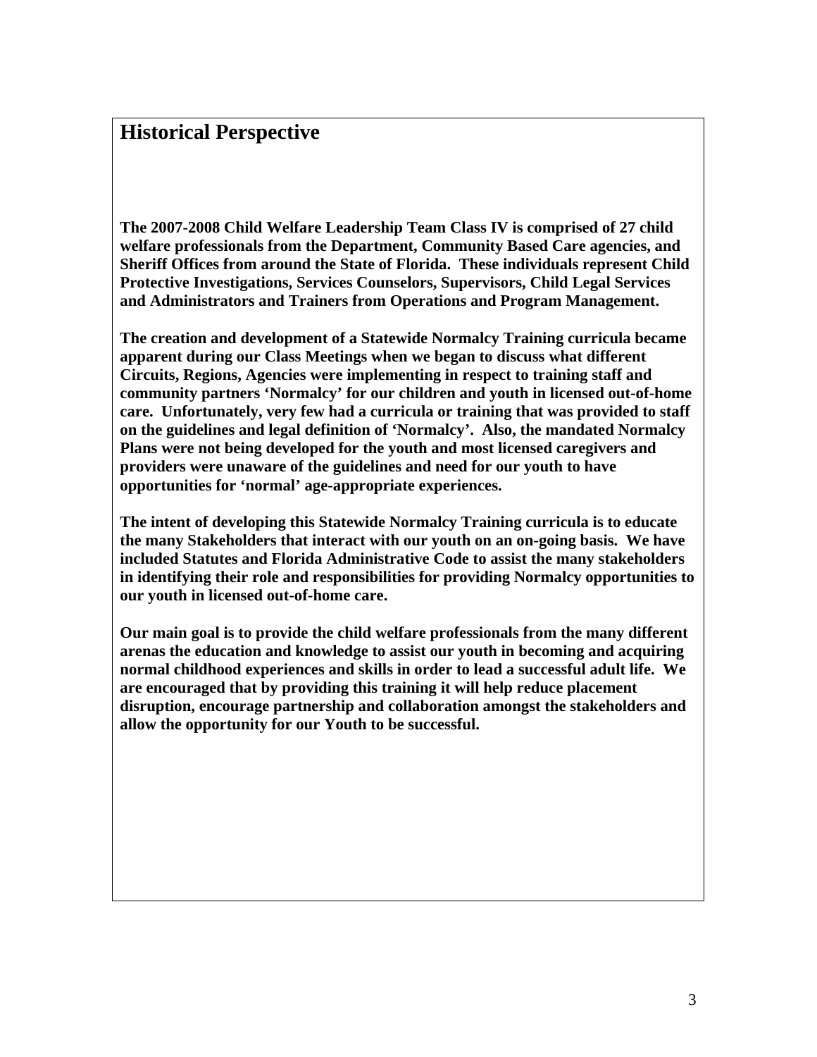## Historical Perspective

**The 2007-2008 Child Welfare Leadership Team Class IV is comprised of 27 child welfare professionals from the Department, Community Based Care agencies, and Sheriff Offices from around the State of Florida. These individuals represent Child Protective Investigations, Services Counselors, Supervisors, Child Legal Services and Administrators and Trainers from Operations and Program Management.**

**The creation and development of a Statewide Normalcy Training curricula became apparent during our Class Meetings when we began to discuss what different Circuits, Regions, Agencies were implementing in respect to training staff and community partners 'Normalcy' for our children and youth in licensed out-of-home care. Unfortunately, very few had a curricula or training that was provided to staff on the guidelines and legal definition of 'Normalcy'. Also, the mandated Normalcy Plans were not being developed for the youth and most licensed caregivers and providers were unaware of the guidelines and need for our youth to have opportunities for 'normal' age-appropriate experiences.**

**The intent of developing this Statewide Normalcy Training curricula is to educate the many Stakeholders that interact with our youth on an on-going basis. We have included Statutes and Florida Administrative Code to assist the many stakeholders in identifying their role and responsibilities for providing Normalcy opportunities to our youth in licensed out-of-home care.**

**Our main goal is to provide the child welfare professionals from the many different arenas the education and knowledge to assist our youth in becoming and acquiring normal childhood experiences and skills in order to lead a successful adult life. We are encouraged that by providing this training it will help reduce placement disruption, encourage partnership and collaboration amongst the stakeholders and allow the opportunity for our Youth to be successful.**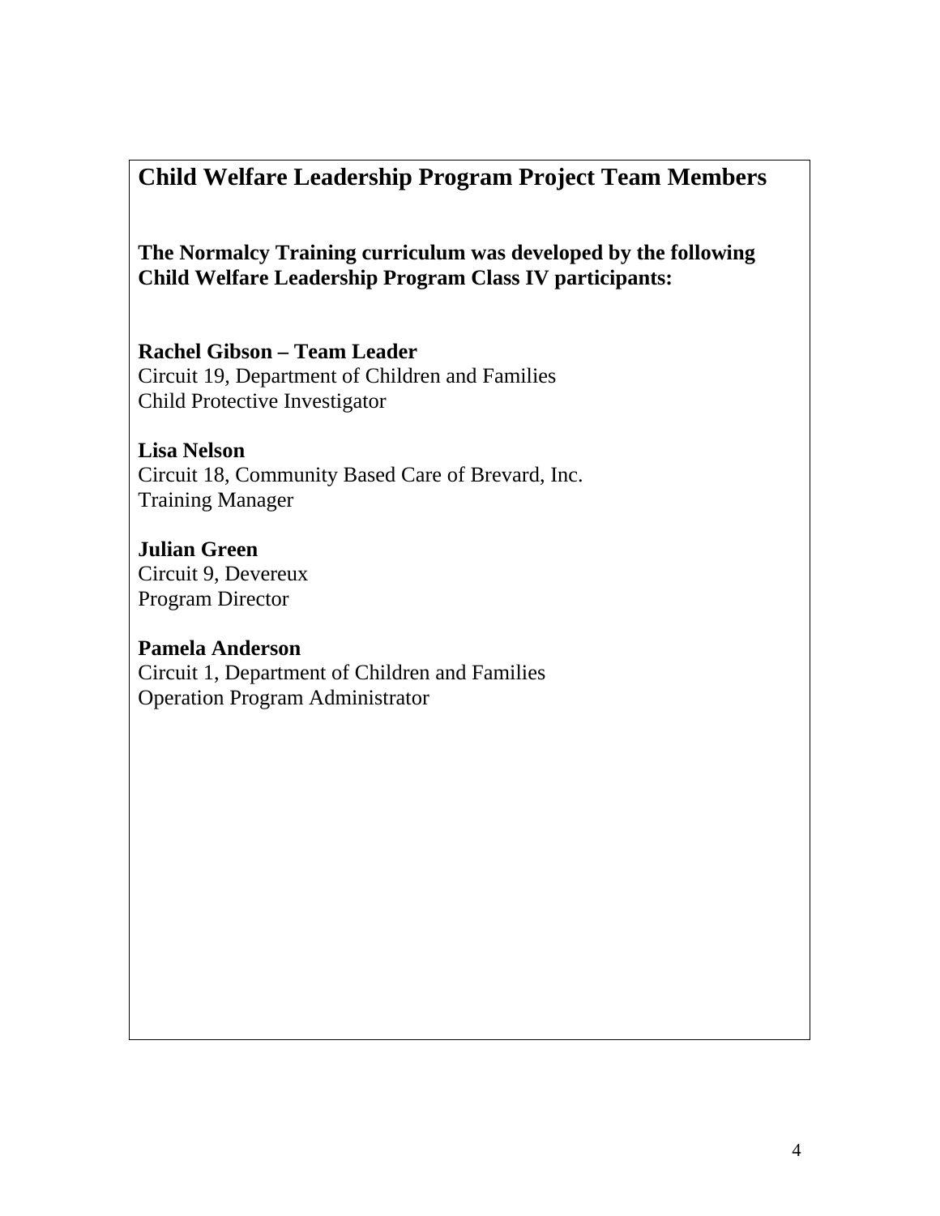# Child Welfare Leadership Program Project Team Members

**The Normalcy Training curriculum was developed by the following Child Welfare Leadership Program Class IV participants:**

**Rachel Gibson – Team Leader**
Circuit 19, Department of Children and Families
Child Protective Investigator

**Lisa Nelson**
Circuit 18, Community Based Care of Brevard, Inc.
Training Manager

**Julian Green**
Circuit 9, Devereux
Program Director

**Pamela Anderson**
Circuit 1, Department of Children and Families
Operation Program Administrator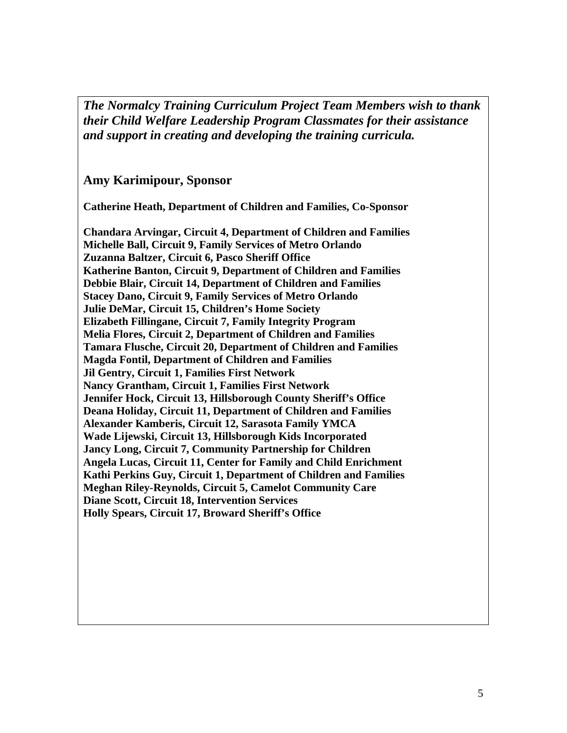***The Normalcy Training Curriculum Project Team Members wish to thank their Child Welfare Leadership Program Classmates for their assistance and support in creating and developing the training curricula.***

## Amy Karimipour, Sponsor

**Catherine Heath, Department of Children and Families, Co-Sponsor**

**Chandara Arvingar, Circuit 4, Department of Children and Families**
**Michelle Ball, Circuit 9, Family Services of Metro Orlando**
**Zuzanna Baltzer, Circuit 6, Pasco Sheriff Office**
**Katherine Banton, Circuit 9, Department of Children and Families**
**Debbie Blair, Circuit 14, Department of Children and Families**
**Stacey Dano, Circuit 9, Family Services of Metro Orlando**
**Julie DeMar, Circuit 15, Children's Home Society**
**Elizabeth Fillingane, Circuit 7, Family Integrity Program**
**Melia Flores, Circuit 2, Department of Children and Families**
**Tamara Flusche, Circuit 20, Department of Children and Families**
**Magda Fontil, Department of Children and Families**
**Jil Gentry, Circuit 1, Families First Network**
**Nancy Grantham, Circuit 1, Families First Network**
**Jennifer Hock, Circuit 13, Hillsborough County Sheriff's Office**
**Deana Holiday, Circuit 11, Department of Children and Families**
**Alexander Kamberis, Circuit 12, Sarasota Family YMCA**
**Wade Lijewski, Circuit 13, Hillsborough Kids Incorporated**
**Jancy Long, Circuit 7, Community Partnership for Children**
**Angela Lucas, Circuit 11, Center for Family and Child Enrichment**
**Kathi Perkins Guy, Circuit 1, Department of Children and Families**
**Meghan Riley-Reynolds, Circuit 5, Camelot Community Care**
**Diane Scott, Circuit 18, Intervention Services**
**Holly Spears, Circuit 17, Broward Sheriff's Office**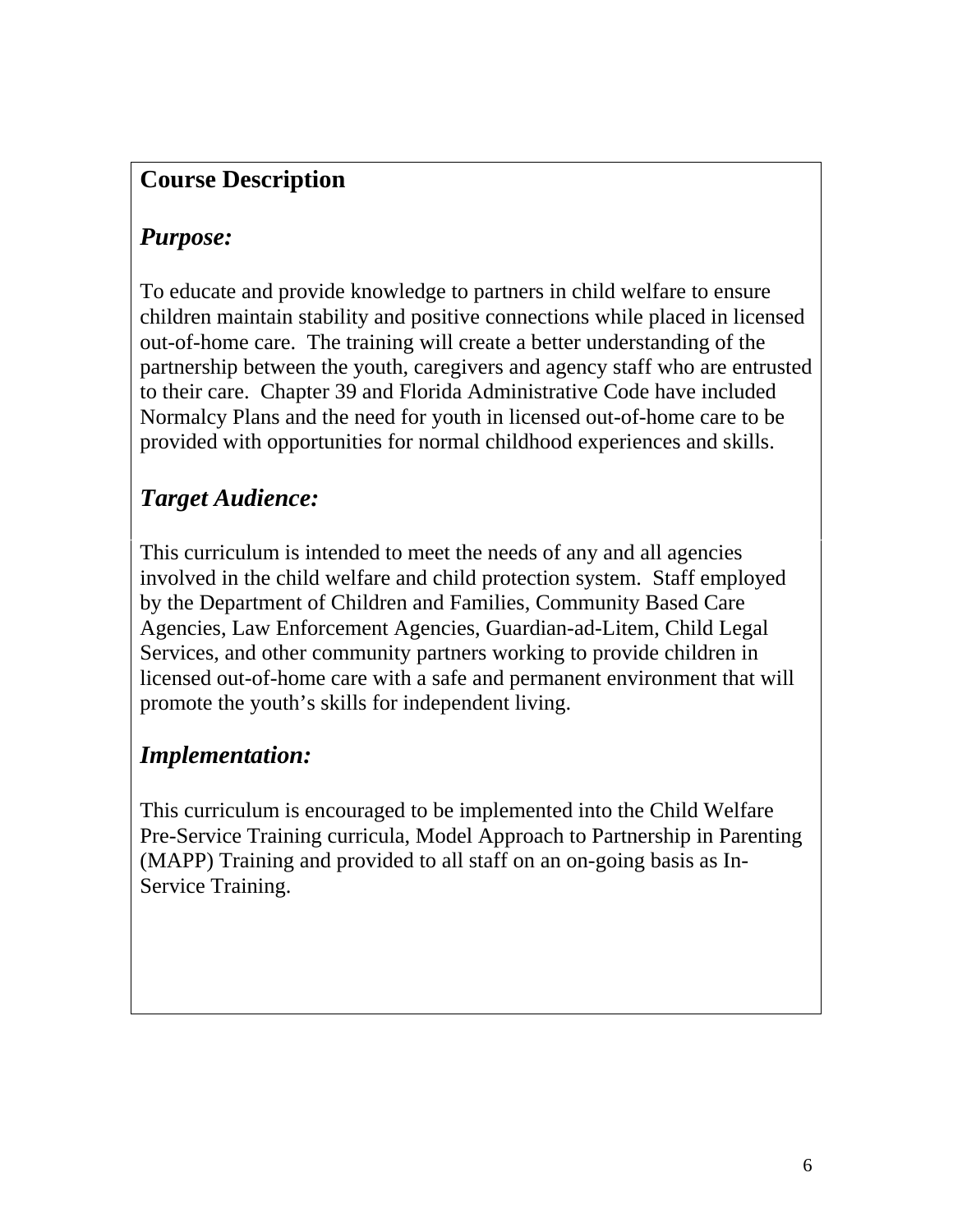## Course Description

### *Purpose:*

To educate and provide knowledge to partners in child welfare to ensure children maintain stability and positive connections while placed in licensed out-of-home care. The training will create a better understanding of the partnership between the youth, caregivers and agency staff who are entrusted to their care. Chapter 39 and Florida Administrative Code have included Normalcy Plans and the need for youth in licensed out-of-home care to be provided with opportunities for normal childhood experiences and skills.

### *Target Audience:*

This curriculum is intended to meet the needs of any and all agencies involved in the child welfare and child protection system. Staff employed by the Department of Children and Families, Community Based Care Agencies, Law Enforcement Agencies, Guardian-ad-Litem, Child Legal Services, and other community partners working to provide children in licensed out-of-home care with a safe and permanent environment that will promote the youth's skills for independent living.

### *Implementation:*

This curriculum is encouraged to be implemented into the Child Welfare Pre-Service Training curricula, Model Approach to Partnership in Parenting (MAPP) Training and provided to all staff on an on-going basis as In-Service Training.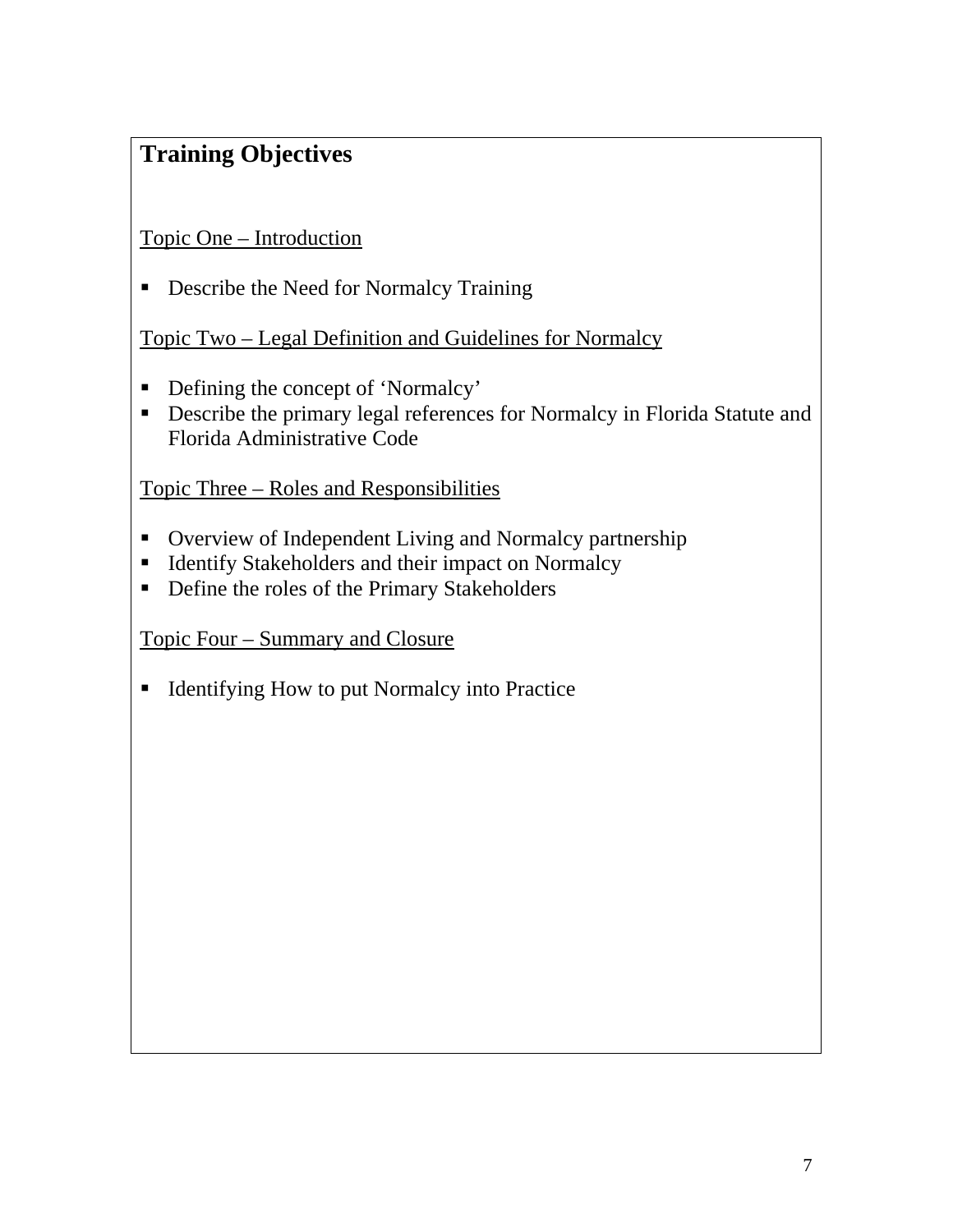## Training Objectives

Topic One – Introduction

- Describe the Need for Normalcy Training

Topic Two – Legal Definition and Guidelines for Normalcy

- Defining the concept of 'Normalcy'
- Describe the primary legal references for Normalcy in Florida Statute and Florida Administrative Code

Topic Three – Roles and Responsibilities

- Overview of Independent Living and Normalcy partnership
- Identify Stakeholders and their impact on Normalcy
- Define the roles of the Primary Stakeholders

Topic Four – Summary and Closure

- Identifying How to put Normalcy into Practice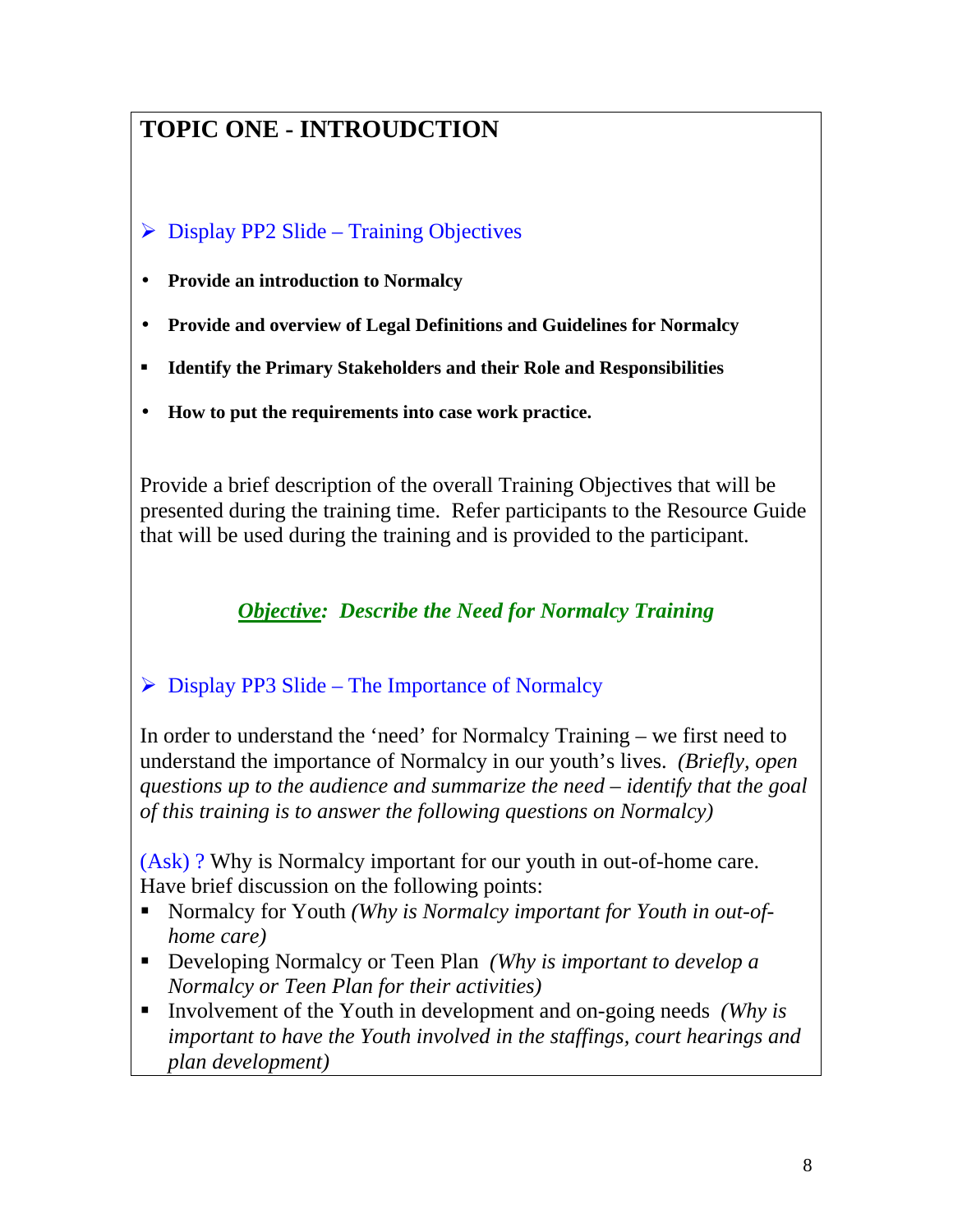# TOPIC ONE - INTROUDCTION

- Display PP2 Slide – Training Objectives

- **Provide an introduction to Normalcy**
- **Provide and overview of Legal Definitions and Guidelines for Normalcy**
- **Identify the Primary Stakeholders and their Role and Responsibilities**
- **How to put the requirements into case work practice.**

Provide a brief description of the overall Training Objectives that will be presented during the training time. Refer participants to the Resource Guide that will be used during the training and is provided to the participant.

***Objective:* Describe the Need for Normalcy Training**

- Display PP3 Slide – The Importance of Normalcy

In order to understand the 'need' for Normalcy Training – we first need to understand the importance of Normalcy in our youth's lives. *(Briefly, open questions up to the audience and summarize the need – identify that the goal of this training is to answer the following questions on Normalcy)*

(Ask) ? Why is Normalcy important for our youth in out-of-home care. Have brief discussion on the following points:

- Normalcy for Youth *(Why is Normalcy important for Youth in out-of-home care)*
- Developing Normalcy or Teen Plan *(Why is important to develop a Normalcy or Teen Plan for their activities)*
- Involvement of the Youth in development and on-going needs *(Why is important to have the Youth involved in the staffings, court hearings and plan development)*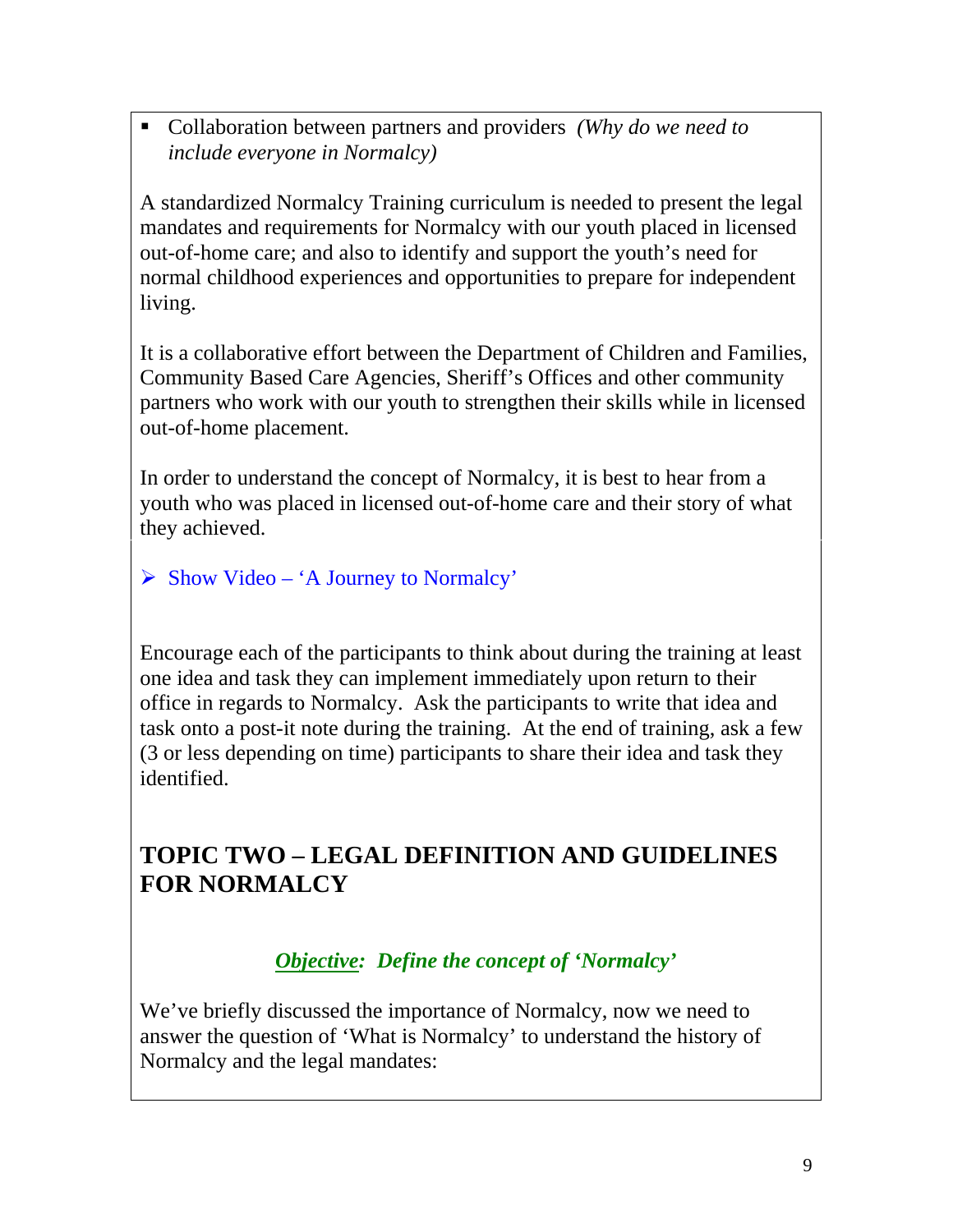- Collaboration between partners and providers *(Why do we need to include everyone in Normalcy)*

A standardized Normalcy Training curriculum is needed to present the legal mandates and requirements for Normalcy with our youth placed in licensed out-of-home care; and also to identify and support the youth's need for normal childhood experiences and opportunities to prepare for independent living.

It is a collaborative effort between the Department of Children and Families, Community Based Care Agencies, Sheriff's Offices and other community partners who work with our youth to strengthen their skills while in licensed out-of-home placement.

In order to understand the concept of Normalcy, it is best to hear from a youth who was placed in licensed out-of-home care and their story of what they achieved.

- Show Video – 'A Journey to Normalcy'

Encourage each of the participants to think about during the training at least one idea and task they can implement immediately upon return to their office in regards to Normalcy. Ask the participants to write that idea and task onto a post-it note during the training. At the end of training, ask a few (3 or less depending on time) participants to share their idea and task they identified.

## TOPIC TWO – LEGAL DEFINITION AND GUIDELINES FOR NORMALCY

***Objective:* *Define the concept of 'Normalcy'***

We've briefly discussed the importance of Normalcy, now we need to answer the question of 'What is Normalcy' to understand the history of Normalcy and the legal mandates: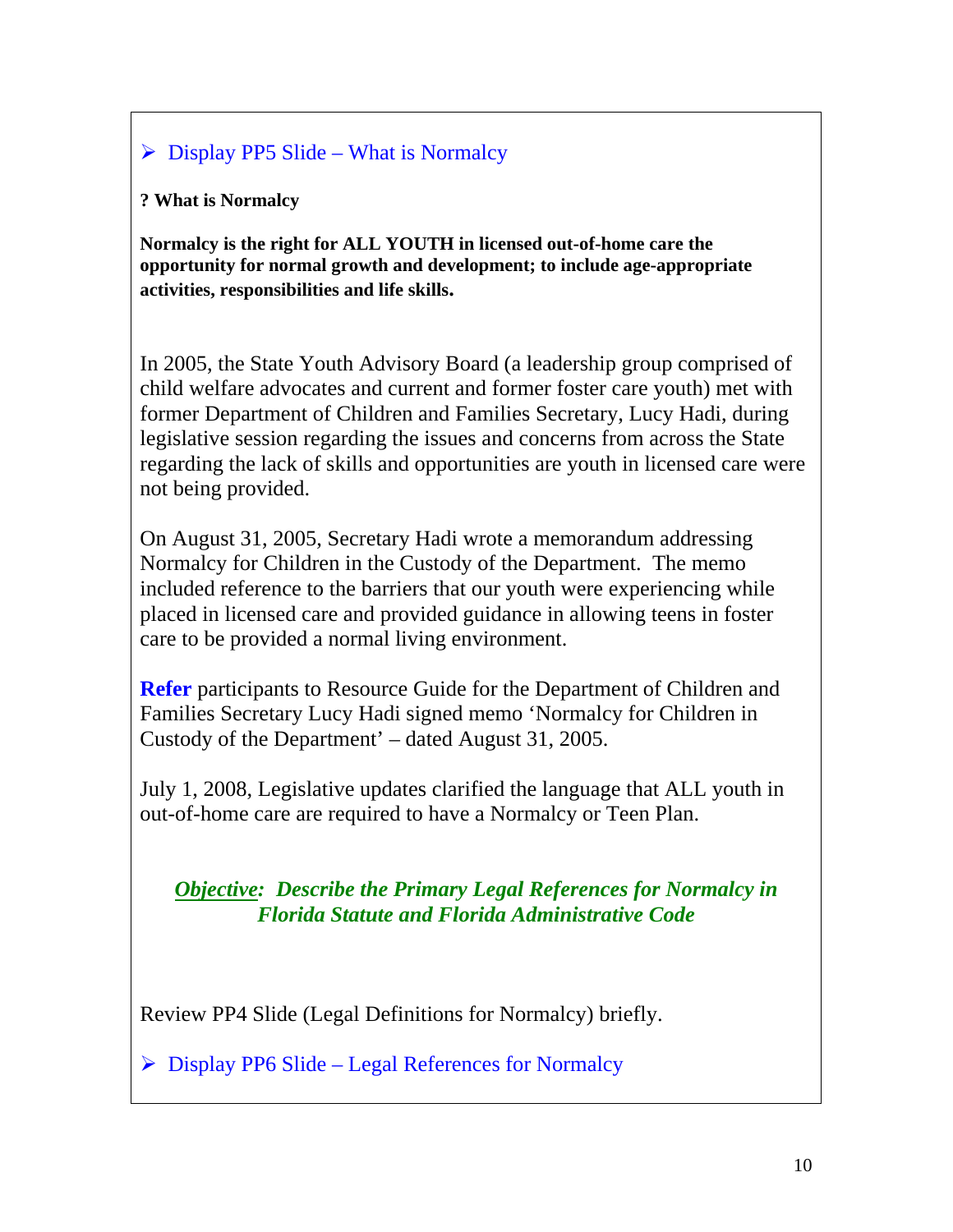➢ Display PP5 Slide – What is Normalcy

**? What is Normalcy**

**Normalcy is the right for ALL YOUTH in licensed out-of-home care the opportunity for normal growth and development; to include age-appropriate activities, responsibilities and life skills.**

In 2005, the State Youth Advisory Board (a leadership group comprised of child welfare advocates and current and former foster care youth) met with former Department of Children and Families Secretary, Lucy Hadi, during legislative session regarding the issues and concerns from across the State regarding the lack of skills and opportunities are youth in licensed care were not being provided.

On August 31, 2005, Secretary Hadi wrote a memorandum addressing Normalcy for Children in the Custody of the Department. The memo included reference to the barriers that our youth were experiencing while placed in licensed care and provided guidance in allowing teens in foster care to be provided a normal living environment.

**Refer** participants to Resource Guide for the Department of Children and Families Secretary Lucy Hadi signed memo 'Normalcy for Children in Custody of the Department' – dated August 31, 2005.

July 1, 2008, Legislative updates clarified the language that ALL youth in out-of-home care are required to have a Normalcy or Teen Plan.

***Objective:* *Describe the Primary Legal References for Normalcy in Florida Statute and Florida Administrative Code***

Review PP4 Slide (Legal Definitions for Normalcy) briefly.

➢ Display PP6 Slide – Legal References for Normalcy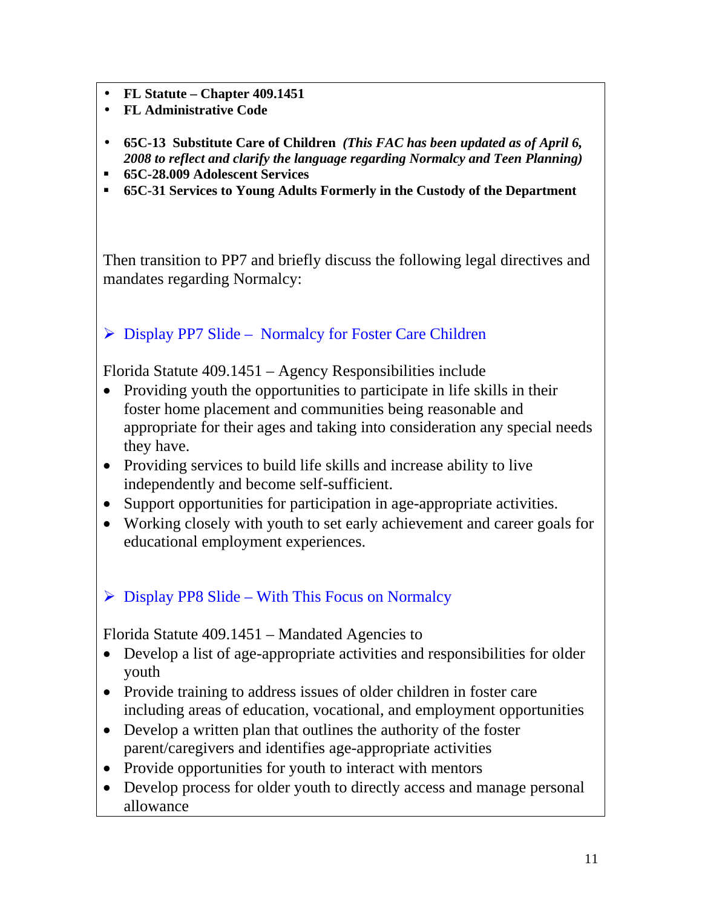- **FL Statute – Chapter 409.1451**
- **FL Administrative Code**

- **65C-13 Substitute Care of Children** ***(This FAC has been updated as of April 6, 2008 to reflect and clarify the language regarding Normalcy and Teen Planning)***
- **65C-28.009 Adolescent Services**
- **65C-31 Services to Young Adults Formerly in the Custody of the Department**

Then transition to PP7 and briefly discuss the following legal directives and mandates regarding Normalcy:

➢ Display PP7 Slide – Normalcy for Foster Care Children

Florida Statute 409.1451 – Agency Responsibilities include

- Providing youth the opportunities to participate in life skills in their foster home placement and communities being reasonable and appropriate for their ages and taking into consideration any special needs they have.
- Providing services to build life skills and increase ability to live independently and become self-sufficient.
- Support opportunities for participation in age-appropriate activities.
- Working closely with youth to set early achievement and career goals for educational employment experiences.

➢ Display PP8 Slide – With This Focus on Normalcy

Florida Statute 409.1451 – Mandated Agencies to

- Develop a list of age-appropriate activities and responsibilities for older youth
- Provide training to address issues of older children in foster care including areas of education, vocational, and employment opportunities
- Develop a written plan that outlines the authority of the foster parent/caregivers and identifies age-appropriate activities
- Provide opportunities for youth to interact with mentors
- Develop process for older youth to directly access and manage personal allowance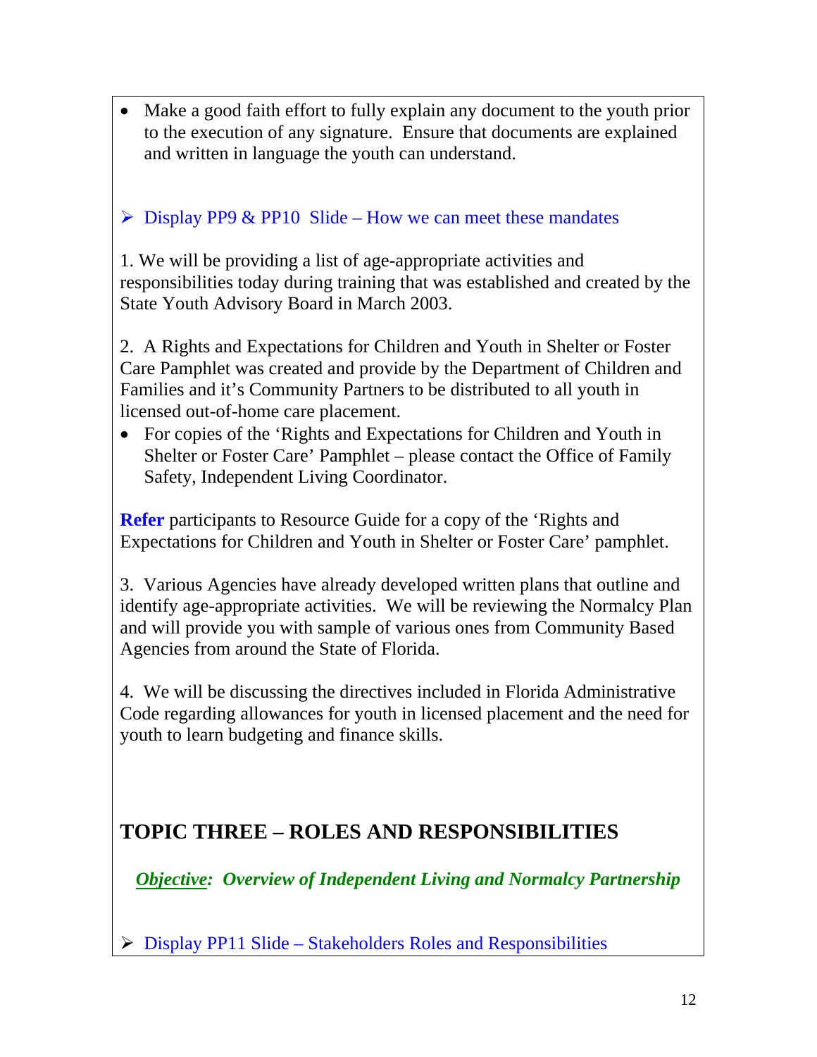- Make a good faith effort to fully explain any document to the youth prior to the execution of any signature. Ensure that documents are explained and written in language the youth can understand.

➢ Display PP9 & PP10 Slide – How we can meet these mandates

1. We will be providing a list of age-appropriate activities and responsibilities today during training that was established and created by the State Youth Advisory Board in March 2003.

2. A Rights and Expectations for Children and Youth in Shelter or Foster Care Pamphlet was created and provide by the Department of Children and Families and it's Community Partners to be distributed to all youth in licensed out-of-home care placement.

- For copies of the 'Rights and Expectations for Children and Youth in Shelter or Foster Care' Pamphlet – please contact the Office of Family Safety, Independent Living Coordinator.

**Refer** participants to Resource Guide for a copy of the 'Rights and Expectations for Children and Youth in Shelter or Foster Care' pamphlet.

3. Various Agencies have already developed written plans that outline and identify age-appropriate activities. We will be reviewing the Normalcy Plan and will provide you with sample of various ones from Community Based Agencies from around the State of Florida.

4. We will be discussing the directives included in Florida Administrative Code regarding allowances for youth in licensed placement and the need for youth to learn budgeting and finance skills.

## TOPIC THREE – ROLES AND RESPONSIBILITIES

***Objective:* *Overview of Independent Living and Normalcy Partnership***

➢ Display PP11 Slide – Stakeholders Roles and Responsibilities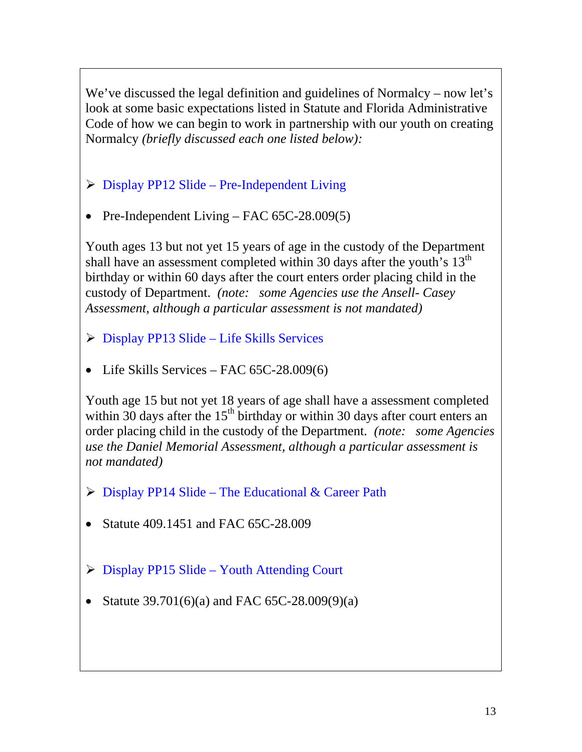We've discussed the legal definition and guidelines of Normalcy – now let's look at some basic expectations listed in Statute and Florida Administrative Code of how we can begin to work in partnership with our youth on creating Normalcy *(briefly discussed each one listed below):*

- Display PP12 Slide – Pre-Independent Living

- Pre-Independent Living – FAC 65C-28.009(5)

Youth ages 13 but not yet 15 years of age in the custody of the Department shall have an assessment completed within 30 days after the youth's 13th birthday or within 60 days after the court enters order placing child in the custody of Department. *(note: some Agencies use the Ansell- Casey Assessment, although a particular assessment is not mandated)*

- Display PP13 Slide – Life Skills Services

- Life Skills Services – FAC 65C-28.009(6)

Youth age 15 but not yet 18 years of age shall have a assessment completed within 30 days after the 15th birthday or within 30 days after court enters an order placing child in the custody of the Department. *(note: some Agencies use the Daniel Memorial Assessment, although a particular assessment is not mandated)*

- Display PP14 Slide – The Educational & Career Path

- Statute 409.1451 and FAC 65C-28.009

- Display PP15 Slide – Youth Attending Court

- Statute 39.701(6)(a) and FAC 65C-28.009(9)(a)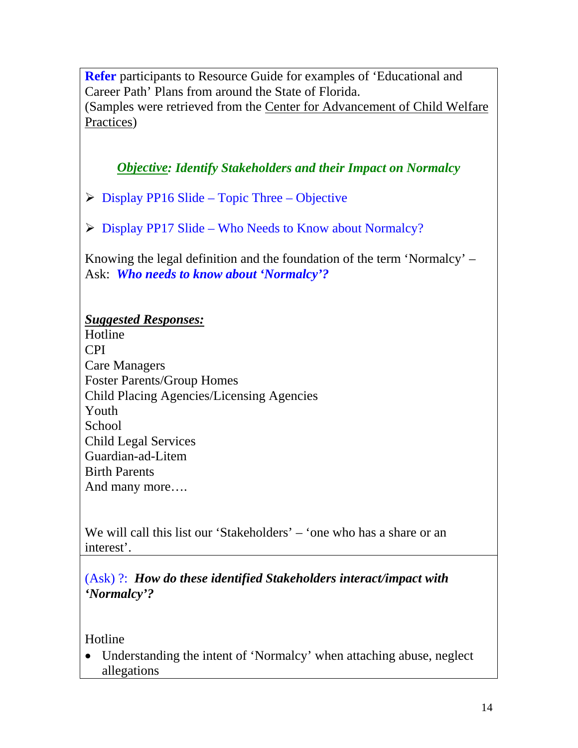**Refer** participants to Resource Guide for examples of 'Educational and Career Path' Plans from around the State of Florida.
(Samples were retrieved from the Center for Advancement of Child Welfare Practices)

***Objective: Identify Stakeholders and their Impact on Normalcy***

- Display PP16 Slide – Topic Three – Objective
- Display PP17 Slide – Who Needs to Know about Normalcy?

Knowing the legal definition and the foundation of the term 'Normalcy' – Ask: ***Who needs to know about 'Normalcy'?***

***Suggested Responses:***
Hotline
CPI
Care Managers
Foster Parents/Group Homes
Child Placing Agencies/Licensing Agencies
Youth
School
Child Legal Services
Guardian-ad-Litem
Birth Parents
And many more….

We will call this list our 'Stakeholders' – 'one who has a share or an interest'.

(Ask) ?: ***How do these identified Stakeholders interact/impact with 'Normalcy'?***

Hotline

- Understanding the intent of 'Normalcy' when attaching abuse, neglect allegations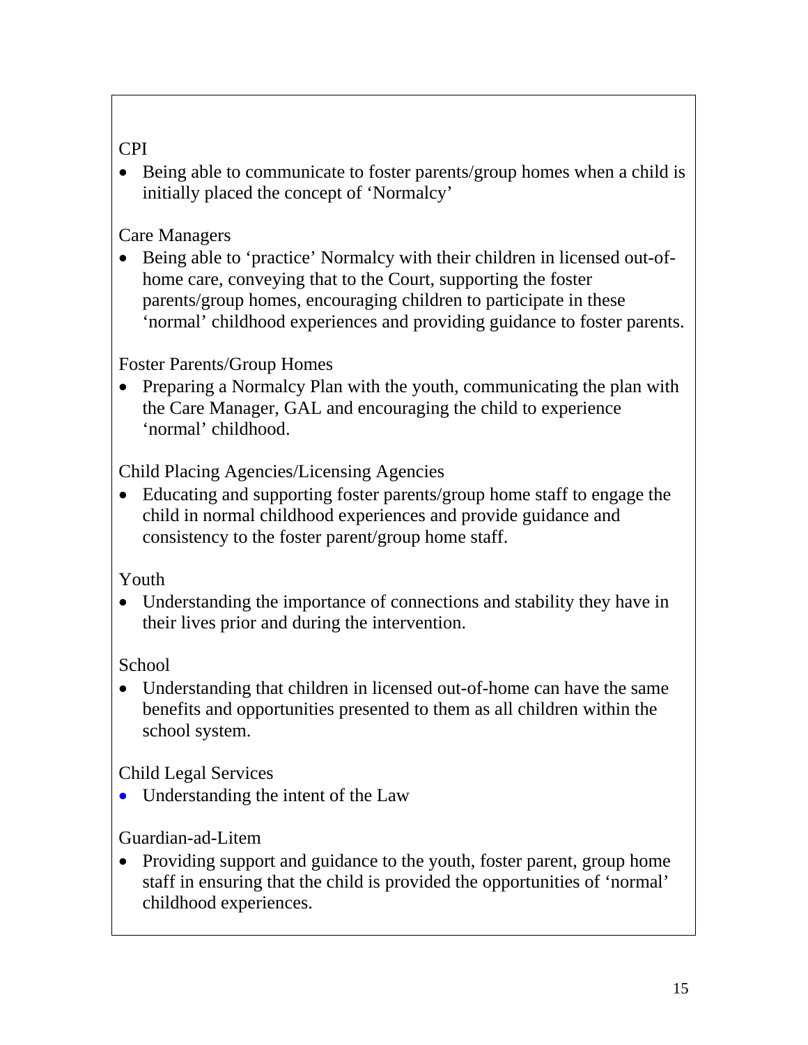CPI

- Being able to communicate to foster parents/group homes when a child is initially placed the concept of 'Normalcy'

Care Managers

- Being able to 'practice' Normalcy with their children in licensed out-of-home care, conveying that to the Court, supporting the foster parents/group homes, encouraging children to participate in these 'normal' childhood experiences and providing guidance to foster parents.

Foster Parents/Group Homes

- Preparing a Normalcy Plan with the youth, communicating the plan with the Care Manager, GAL and encouraging the child to experience 'normal' childhood.

Child Placing Agencies/Licensing Agencies

- Educating and supporting foster parents/group home staff to engage the child in normal childhood experiences and provide guidance and consistency to the foster parent/group home staff.

Youth

- Understanding the importance of connections and stability they have in their lives prior and during the intervention.

School

- Understanding that children in licensed out-of-home can have the same benefits and opportunities presented to them as all children within the school system.

Child Legal Services

- Understanding the intent of the Law

Guardian-ad-Litem

- Providing support and guidance to the youth, foster parent, group home staff in ensuring that the child is provided the opportunities of 'normal' childhood experiences.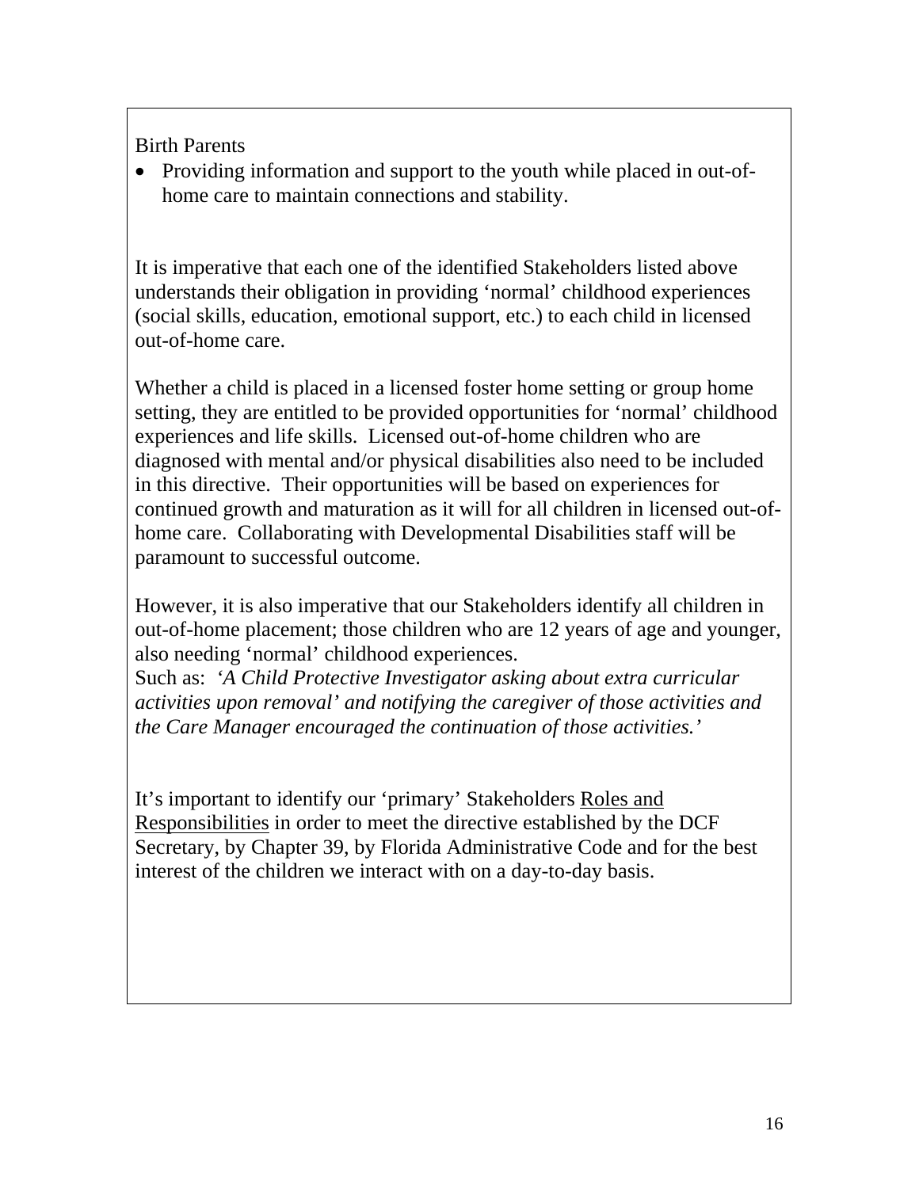Birth Parents

- Providing information and support to the youth while placed in out-of-home care to maintain connections and stability.

It is imperative that each one of the identified Stakeholders listed above understands their obligation in providing 'normal' childhood experiences (social skills, education, emotional support, etc.) to each child in licensed out-of-home care.

Whether a child is placed in a licensed foster home setting or group home setting, they are entitled to be provided opportunities for 'normal' childhood experiences and life skills. Licensed out-of-home children who are diagnosed with mental and/or physical disabilities also need to be included in this directive. Their opportunities will be based on experiences for continued growth and maturation as it will for all children in licensed out-of-home care. Collaborating with Developmental Disabilities staff will be paramount to successful outcome.

However, it is also imperative that our Stakeholders identify all children in out-of-home placement; those children who are 12 years of age and younger, also needing 'normal' childhood experiences.
Such as: *'A Child Protective Investigator asking about extra curricular activities upon removal' and notifying the caregiver of those activities and the Care Manager encouraged the continuation of those activities.'*

It's important to identify our 'primary' Stakeholders <u>Roles and Responsibilities</u> in order to meet the directive established by the DCF Secretary, by Chapter 39, by Florida Administrative Code and for the best interest of the children we interact with on a day-to-day basis.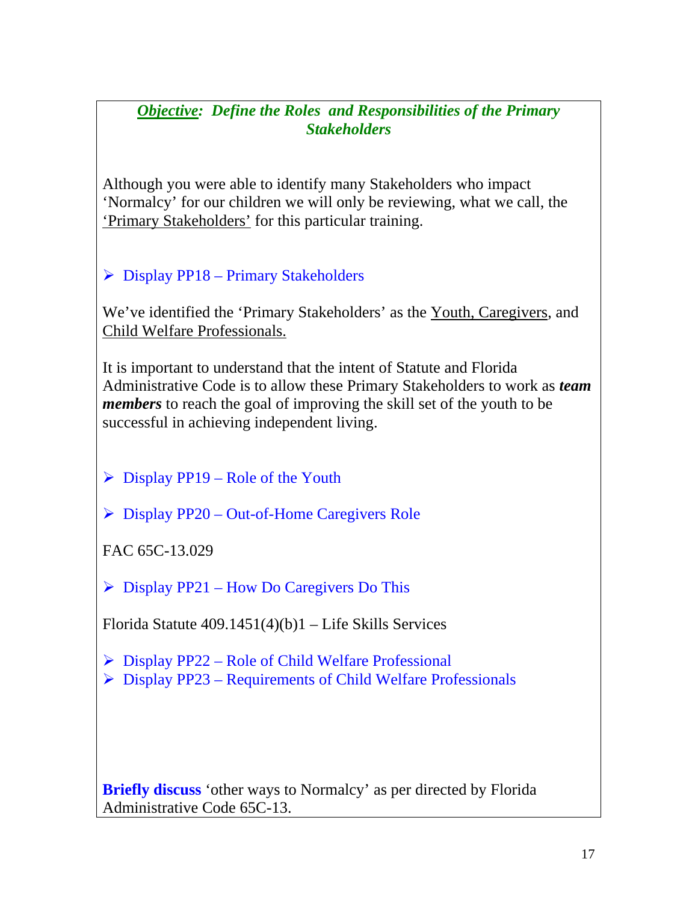## ***Objective: Define the Roles and Responsibilities of the Primary Stakeholders***

Although you were able to identify many Stakeholders who impact 'Normalcy' for our children we will only be reviewing, what we call, the 'Primary Stakeholders' for this particular training.

- Display PP18 – Primary Stakeholders

We've identified the 'Primary Stakeholders' as the Youth, Caregivers, and Child Welfare Professionals.

It is important to understand that the intent of Statute and Florida Administrative Code is to allow these Primary Stakeholders to work as ***team members*** to reach the goal of improving the skill set of the youth to be successful in achieving independent living.

- Display PP19 – Role of the Youth

- Display PP20 – Out-of-Home Caregivers Role

FAC 65C-13.029

- Display PP21 – How Do Caregivers Do This

Florida Statute 409.1451(4)(b)1 – Life Skills Services

- Display PP22 – Role of Child Welfare Professional
- Display PP23 – Requirements of Child Welfare Professionals

**Briefly discuss** 'other ways to Normalcy' as per directed by Florida Administrative Code 65C-13.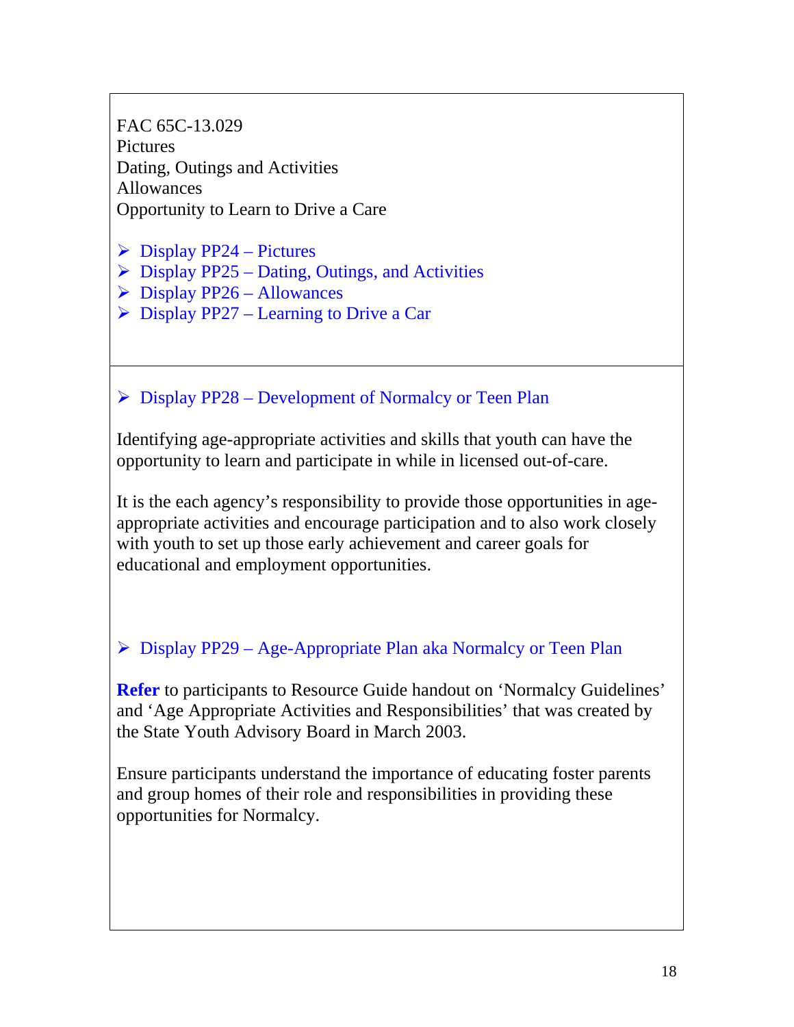FAC 65C-13.029
Pictures
Dating, Outings and Activities
Allowances
Opportunity to Learn to Drive a Care

- Display PP24 – Pictures
- Display PP25 – Dating, Outings, and Activities
- Display PP26 – Allowances
- Display PP27 – Learning to Drive a Car

---

- Display PP28 – Development of Normalcy or Teen Plan

Identifying age-appropriate activities and skills that youth can have the opportunity to learn and participate in while in licensed out-of-care.

It is the each agency's responsibility to provide those opportunities in age-appropriate activities and encourage participation and to also work closely with youth to set up those early achievement and career goals for educational and employment opportunities.

- Display PP29 – Age-Appropriate Plan aka Normalcy or Teen Plan

**Refer** to participants to Resource Guide handout on 'Normalcy Guidelines' and 'Age Appropriate Activities and Responsibilities' that was created by the State Youth Advisory Board in March 2003.

Ensure participants understand the importance of educating foster parents and group homes of their role and responsibilities in providing these opportunities for Normalcy.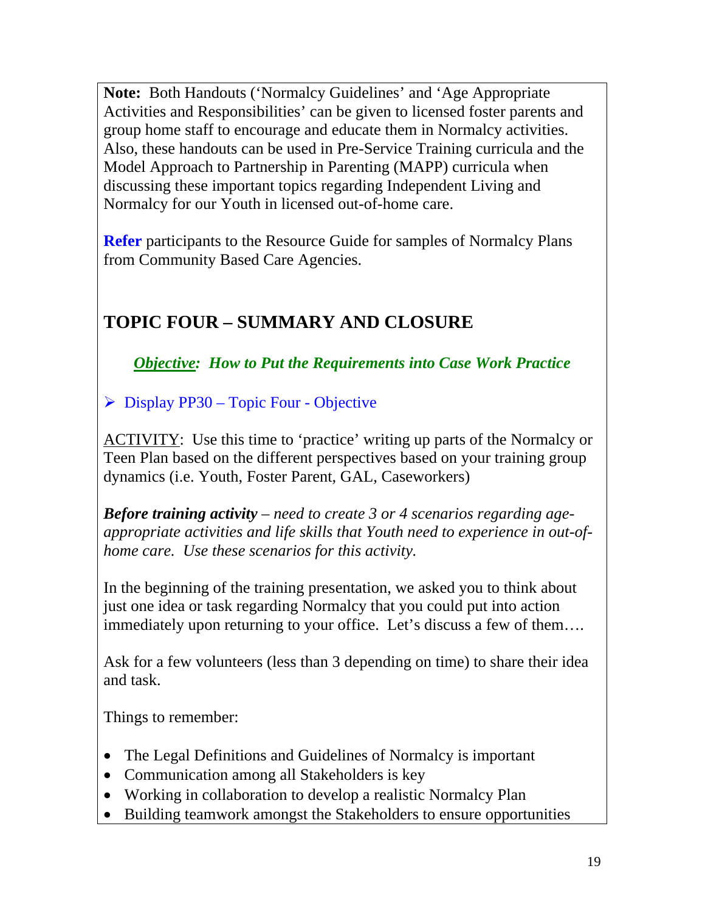**Note:** Both Handouts ('Normalcy Guidelines' and 'Age Appropriate Activities and Responsibilities' can be given to licensed foster parents and group home staff to encourage and educate them in Normalcy activities. Also, these handouts can be used in Pre-Service Training curricula and the Model Approach to Partnership in Parenting (MAPP) curricula when discussing these important topics regarding Independent Living and Normalcy for our Youth in licensed out-of-home care.

**Refer** participants to the Resource Guide for samples of Normalcy Plans from Community Based Care Agencies.

## TOPIC FOUR – SUMMARY AND CLOSURE

***Objective: How to Put the Requirements into Case Work Practice***

➢ Display PP30 – Topic Four - Objective

ACTIVITY: Use this time to 'practice' writing up parts of the Normalcy or Teen Plan based on the different perspectives based on your training group dynamics (i.e. Youth, Foster Parent, GAL, Caseworkers)

***Before training activity*** *– need to create 3 or 4 scenarios regarding age-appropriate activities and life skills that Youth need to experience in out-of-home care. Use these scenarios for this activity.*

In the beginning of the training presentation, we asked you to think about just one idea or task regarding Normalcy that you could put into action immediately upon returning to your office. Let's discuss a few of them….

Ask for a few volunteers (less than 3 depending on time) to share their idea and task.

Things to remember:

- The Legal Definitions and Guidelines of Normalcy is important
- Communication among all Stakeholders is key
- Working in collaboration to develop a realistic Normalcy Plan
- Building teamwork amongst the Stakeholders to ensure opportunities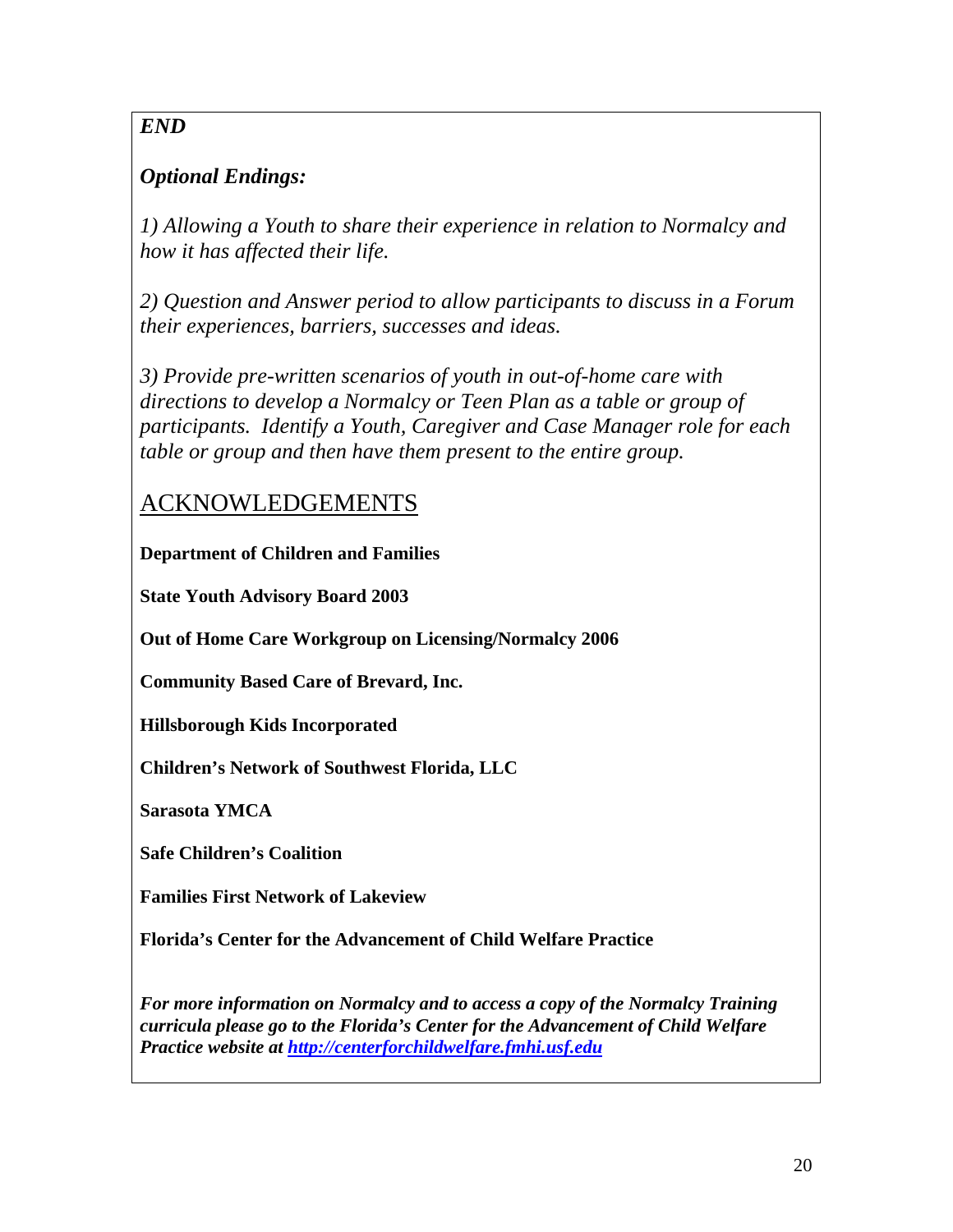***END***

***Optional Endings:***

*1) Allowing a Youth to share their experience in relation to Normalcy and how it has affected their life.*

*2) Question and Answer period to allow participants to discuss in a Forum their experiences, barriers, successes and ideas.*

*3) Provide pre-written scenarios of youth in out-of-home care with directions to develop a Normalcy or Teen Plan as a table or group of participants. Identify a Youth, Caregiver and Case Manager role for each table or group and then have them present to the entire group.*

## ACKNOWLEDGEMENTS

**Department of Children and Families**

**State Youth Advisory Board 2003**

**Out of Home Care Workgroup on Licensing/Normalcy 2006**

**Community Based Care of Brevard, Inc.**

**Hillsborough Kids Incorporated**

**Children's Network of Southwest Florida, LLC**

**Sarasota YMCA**

**Safe Children's Coalition**

**Families First Network of Lakeview**

**Florida's Center for the Advancement of Child Welfare Practice**

***For more information on Normalcy and to access a copy of the Normalcy Training curricula please go to the Florida's Center for the Advancement of Child Welfare Practice website at [http://centerforchildwelfare.fmhi.usf.edu](http://centerforchildwelfare.fmhi.usf.edu)***